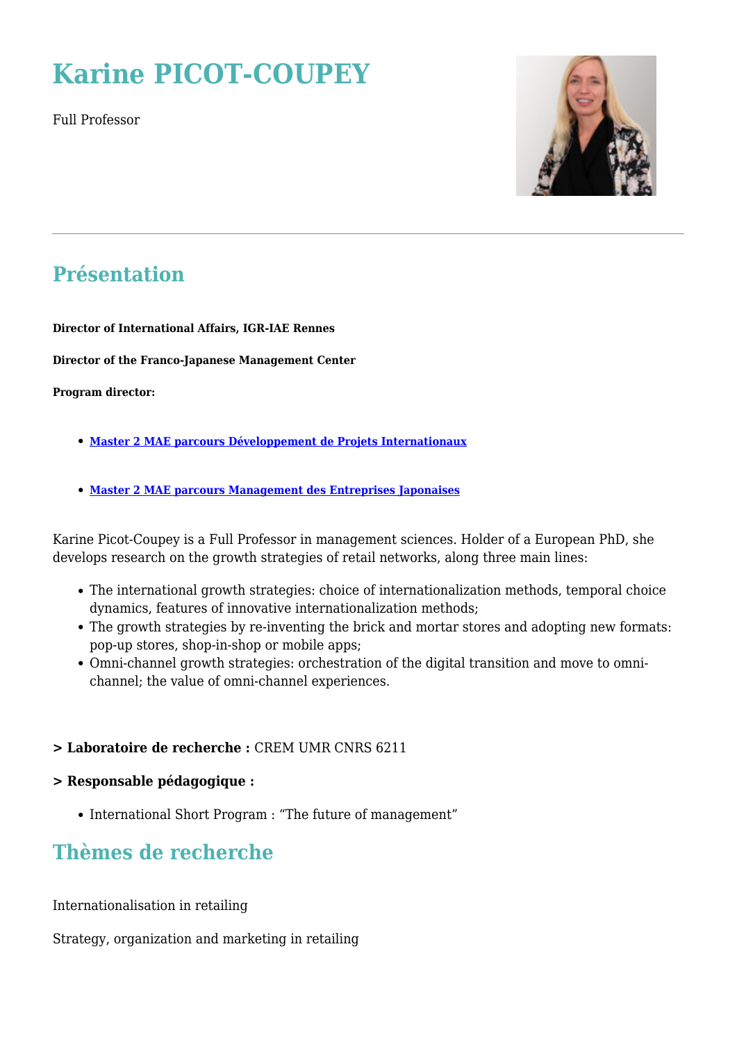# Karine PICOT-COUPEY

Full Professor

## Présentation

**Director of International Affairs, IGR-IAE Rennes**

**Director of the Franco-Japanese Management Center**

**Program director:**

- **Master 2 MAE parcours Développement de Projets Internationaux**
- **Master 2 MAE parcours Management des Entreprises Japonaises**

Karine Picot-Coupey is a Full Professor in management sciences. Holder of a European PhD, she develops research on the growth strategies of retail networks, along three main lines:

- The international growth strategies: choice of internationalization methods, temporal choice dynamics, features of innovative internationalization methods;
- The growth strategies by re-inventing the brick and mortar stores and adopting new formats: pop-up stores, shop-in-shop or mobile apps;
- Omni-channel growth strategies: orchestration of the digital transition and move to omni-channel; the value of omni-channel experiences.

**> Laboratoire de recherche :** CREM UMR CNRS 6211

**> Responsable pédagogique :**

- International Short Program : "The future of management"

## Thèmes de recherche

Internationalisation in retailing

Strategy, organization and marketing in retailing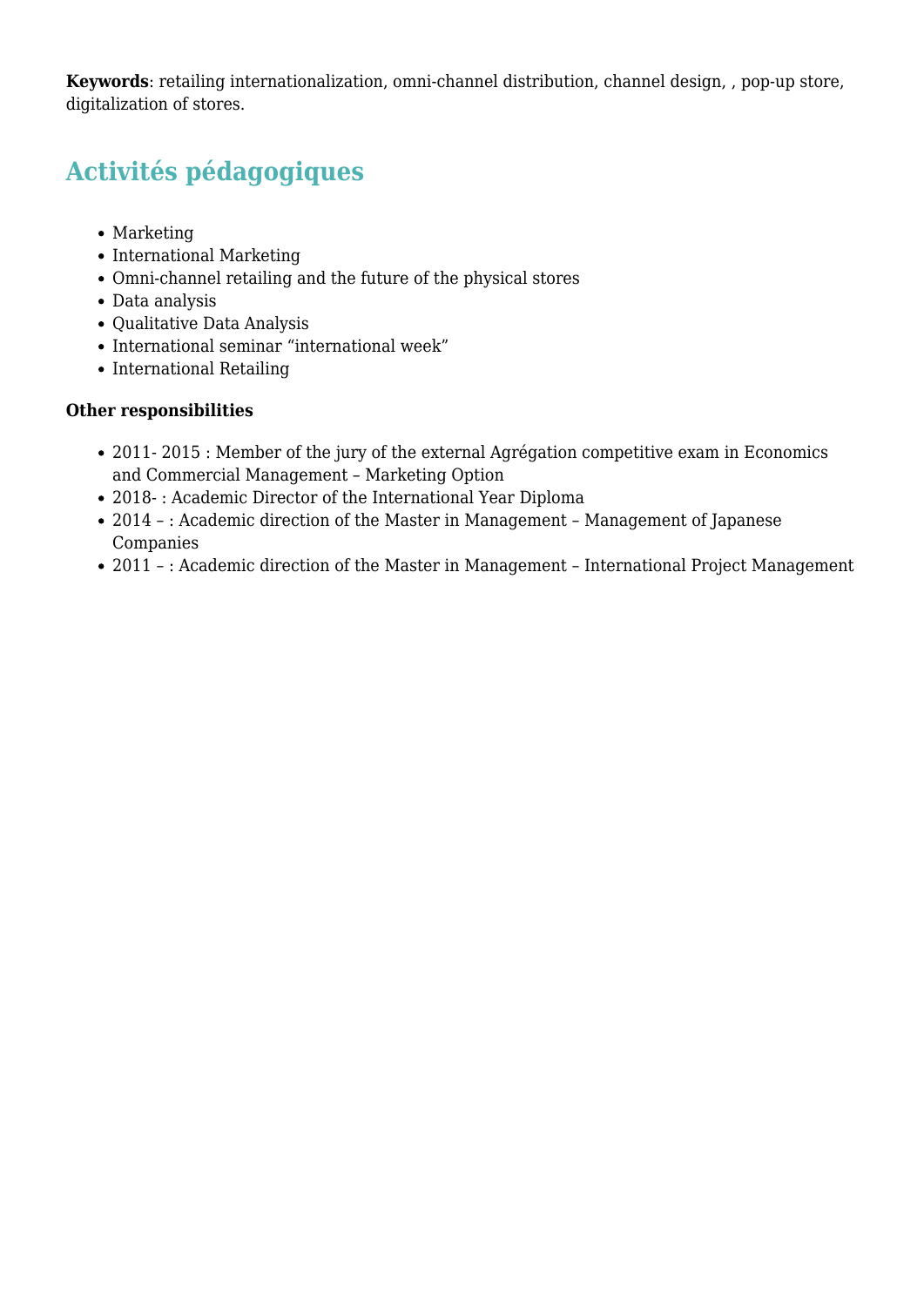**Keywords**: retailing internationalization, omni-channel distribution, channel design, , pop-up store, digitalization of stores.

## Activités pédagogiques

- Marketing
- International Marketing
- Omni-channel retailing and the future of the physical stores
- Data analysis
- Qualitative Data Analysis
- International seminar “international week”
- International Retailing

**Other responsibilities**

- 2011- 2015 : Member of the jury of the external Agrégation competitive exam in Economics and Commercial Management – Marketing Option
- 2018- : Academic Director of the International Year Diploma
- 2014 – : Academic direction of the Master in Management – Management of Japanese Companies
- 2011 – : Academic direction of the Master in Management – International Project Management